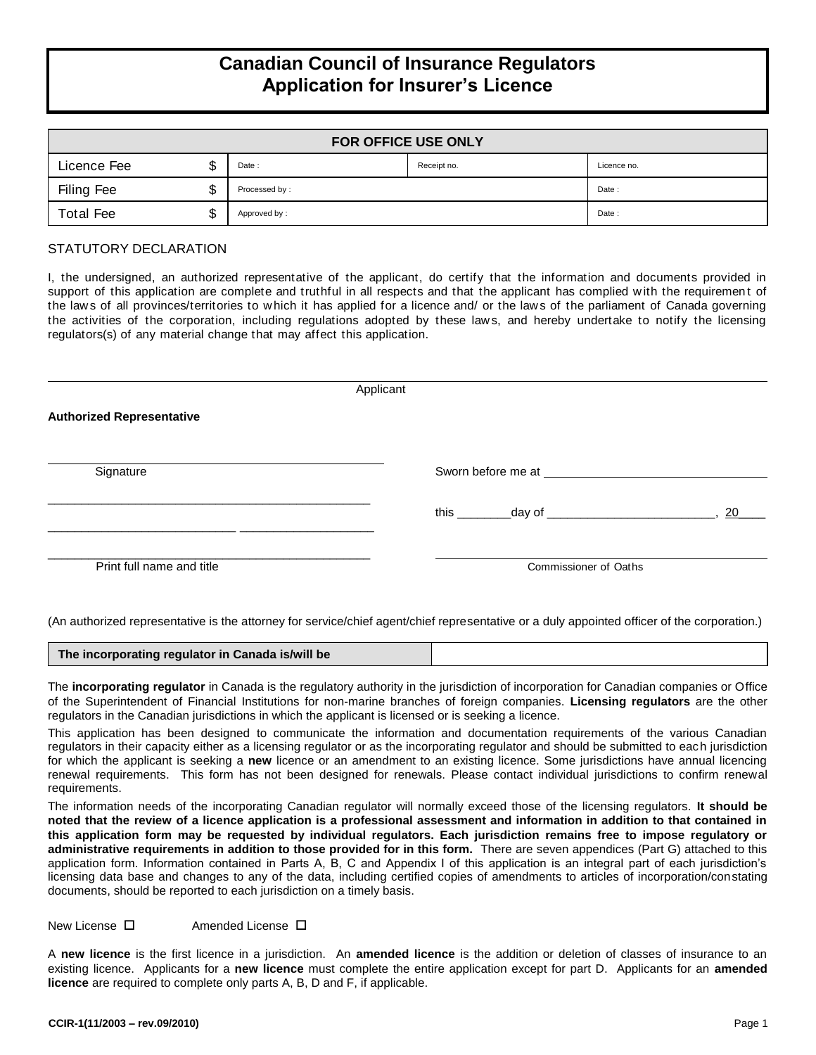# Canadian Council of Insurance Regulators
# Application for Insurer's Licence

| FOR OFFICE USE ONLY | | | | |
|---|---|---|---|---|
| Licence Fee | $ | Date : | Receipt no. | Licence no. |
| Filing Fee | $ | Processed by : | | Date : |
| Total Fee | $ | Approved by : | | Date : |

STATUTORY DECLARATION

I, the undersigned, an authorized representative of the applicant, do certify that the information and documents provided in support of this application are complete and truthful in all respects and that the applicant has complied with the requirement of the laws of all provinces/territories to which it has applied for a licence and/ or the laws of the parliament of Canada governing the activities of the corporation, including regulations adopted by these laws, and hereby undertake to notify the licensing regulators(s) of any material change that may affect this application.

______________________________________________________________________
Applicant

**Authorized Representative**

______________________________ Signature

Sworn before me at ______________________________

this ________day of ________________________, 20____

______________________________ Print full name and title

______________________________ Commissioner of Oaths

(An authorized representative is the attorney for service/chief agent/chief representative or a duly appointed officer of the corporation.)

| The incorporating regulator in Canada is/will be | |
|---|---|

The **incorporating regulator** in Canada is the regulatory authority in the jurisdiction of incorporation for Canadian companies or Office of the Superintendent of Financial Institutions for non-marine branches of foreign companies. **Licensing regulators** are the other regulators in the Canadian jurisdictions in which the applicant is licensed or is seeking a licence.

This application has been designed to communicate the information and documentation requirements of the various Canadian regulators in their capacity either as a licensing regulator or as the incorporating regulator and should be submitted to each jurisdiction for which the applicant is seeking a **new** licence or an amendment to an existing licence. Some jurisdictions have annual licencing renewal requirements. This form has not been designed for renewals. Please contact individual jurisdictions to confirm renewal requirements.

The information needs of the incorporating Canadian regulator will normally exceed those of the licensing regulators. **It should be noted that the review of a licence application is a professional assessment and information in addition to that contained in this application form may be requested by individual regulators. Each jurisdiction remains free to impose regulatory or administrative requirements in addition to those provided for in this form.** There are seven appendices (Part G) attached to this application form. Information contained in Parts A, B, C and Appendix I of this application is an integral part of each jurisdiction's licensing data base and changes to any of the data, including certified copies of amendments to articles of incorporation/constating documents, should be reported to each jurisdiction on a timely basis.

New License ☐ Amended License ☐

A **new licence** is the first licence in a jurisdiction. An **amended licence** is the addition or deletion of classes of insurance to an existing licence. Applicants for a **new licence** must complete the entire application except for part D. Applicants for an **amended licence** are required to complete only parts A, B, D and F, if applicable.

**CCIR-1(11/2003 – rev.09/2010)**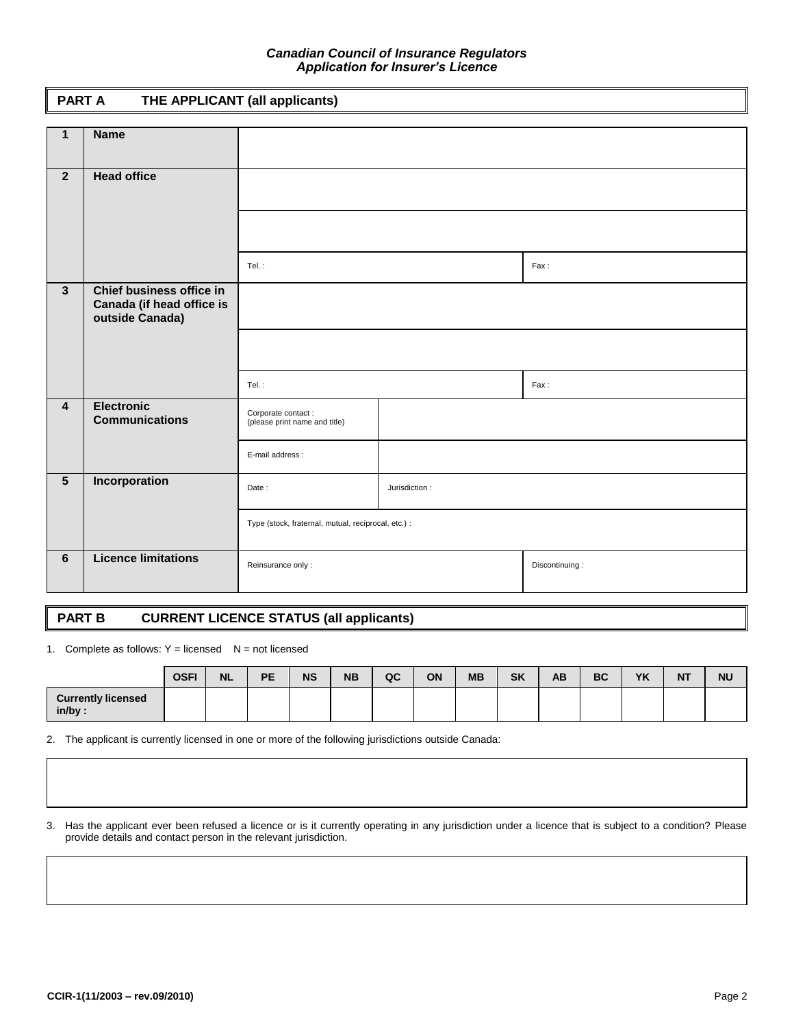## PART A THE APPLICANT (all applicants)

| | | | | |
|---|---|---|---|---|
| 1 | **Name** | | | |
| 2 | **Head office** | | | |
| | | | | |
| | | Tel. : | | Fax : |
| 3 | **Chief business office in Canada (if head office is outside Canada)** | | | |
| | | | | |
| | | Tel. : | | Fax : |
| 4 | **Electronic Communications** | Corporate contact : (please print name and title) | | |
| | | E-mail address : | | |
| 5 | **Incorporation** | Date : | Jurisdiction : | |
| | | Type (stock, fraternal, mutual, reciprocal, etc.) : | | |
| 6 | **Licence limitations** | Reinsurance only : | | Discontinuing : |

## PART B CURRENT LICENCE STATUS (all applicants)

1. Complete as follows: Y = licensed N = not licensed

| | OSFI | NL | PE | NS | NB | QC | ON | MB | SK | AB | BC | YK | NT | NU |
|---|---|---|---|---|---|---|---|---|---|---|---|---|---|---|
| **Currently licensed in/by :** | | | | | | | | | | | | | | |

2. The applicant is currently licensed in one or more of the following jurisdictions outside Canada:

| |
|---|
| |

3. Has the applicant ever been refused a licence or is it currently operating in any jurisdiction under a licence that is subject to a condition? Please provide details and contact person in the relevant jurisdiction.

| |
|---|
| |

CCIR-1(11/2003 – rev.09/2010)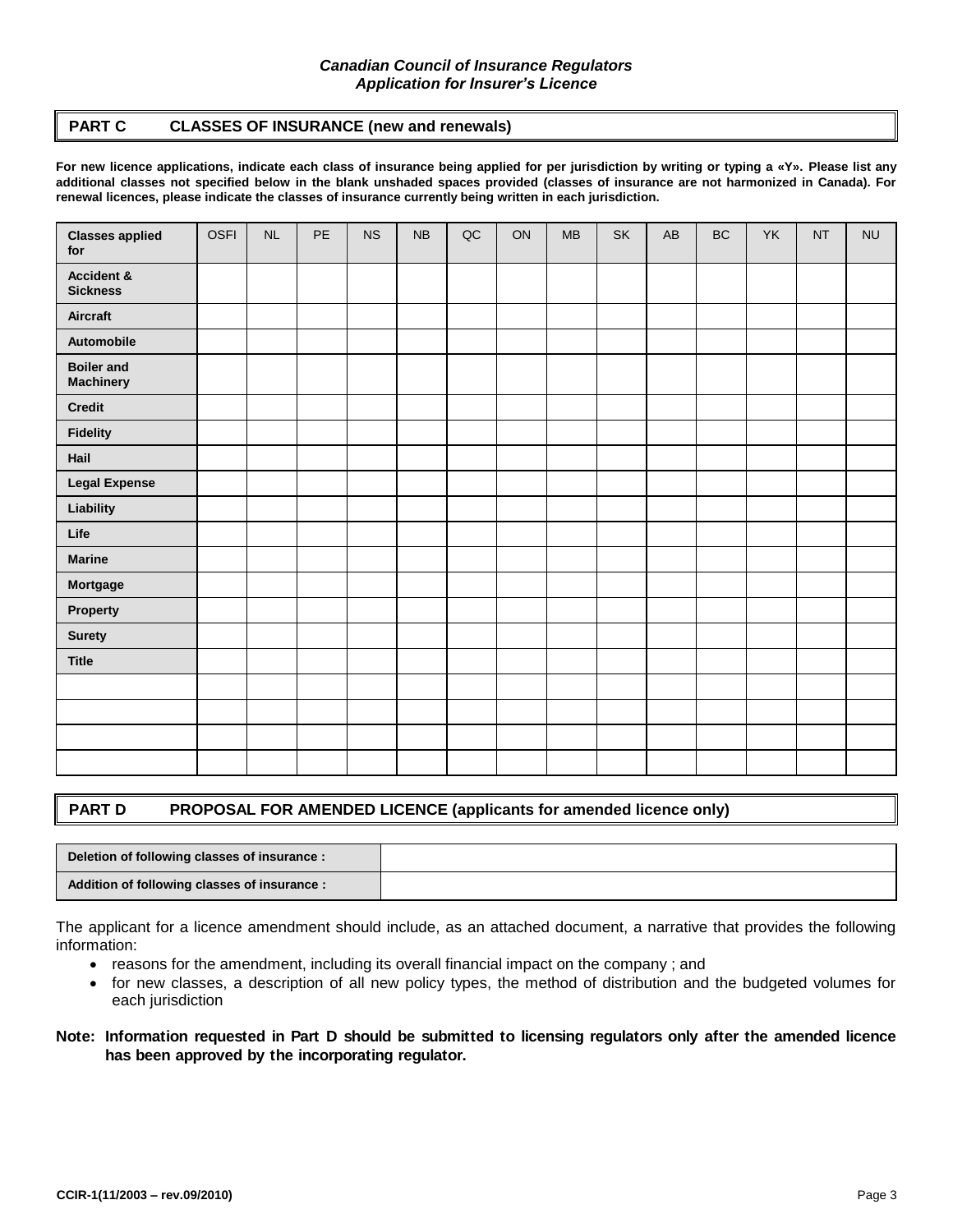*Canadian Council of Insurance Regulators*
*Application for Insurer's Licence*

## PART C CLASSES OF INSURANCE (new and renewals)

**For new licence applications, indicate each class of insurance being applied for per jurisdiction by writing or typing a «Y». Please list any additional classes not specified below in the blank unshaded spaces provided (classes of insurance are not harmonized in Canada). For renewal licences, please indicate the classes of insurance currently being written in each jurisdiction.**

| Classes applied for | OSFI | NL | PE | NS | NB | QC | ON | MB | SK | AB | BC | YK | NT | NU |
|---|---|---|---|---|---|---|---|---|---|---|---|---|---|---|
| **Accident & Sickness** | | | | | | | | | | | | | | |
| **Aircraft** | | | | | | | | | | | | | | |
| **Automobile** | | | | | | | | | | | | | | |
| **Boiler and Machinery** | | | | | | | | | | | | | | |
| **Credit** | | | | | | | | | | | | | | |
| **Fidelity** | | | | | | | | | | | | | | |
| **Hail** | | | | | | | | | | | | | | |
| **Legal Expense** | | | | | | | | | | | | | | |
| **Liability** | | | | | | | | | | | | | | |
| **Life** | | | | | | | | | | | | | | |
| **Marine** | | | | | | | | | | | | | | |
| **Mortgage** | | | | | | | | | | | | | | |
| **Property** | | | | | | | | | | | | | | |
| **Surety** | | | | | | | | | | | | | | |
| **Title** | | | | | | | | | | | | | | |
| | | | | | | | | | | | | | | |
| | | | | | | | | | | | | | | |
| | | | | | | | | | | | | | | |
| | | | | | | | | | | | | | | |

## PART D PROPOSAL FOR AMENDED LICENCE (applicants for amended licence only)

| | |
|---|---|
| **Deletion of following classes of insurance :** | |
| **Addition of following classes of insurance :** | |

The applicant for a licence amendment should include, as an attached document, a narrative that provides the following information:

- reasons for the amendment, including its overall financial impact on the company ; and
- for new classes, a description of all new policy types, the method of distribution and the budgeted volumes for each jurisdiction

**Note: Information requested in Part D should be submitted to licensing regulators only after the amended licence has been approved by the incorporating regulator.**

**CCIR-1(11/2003 – rev.09/2010)**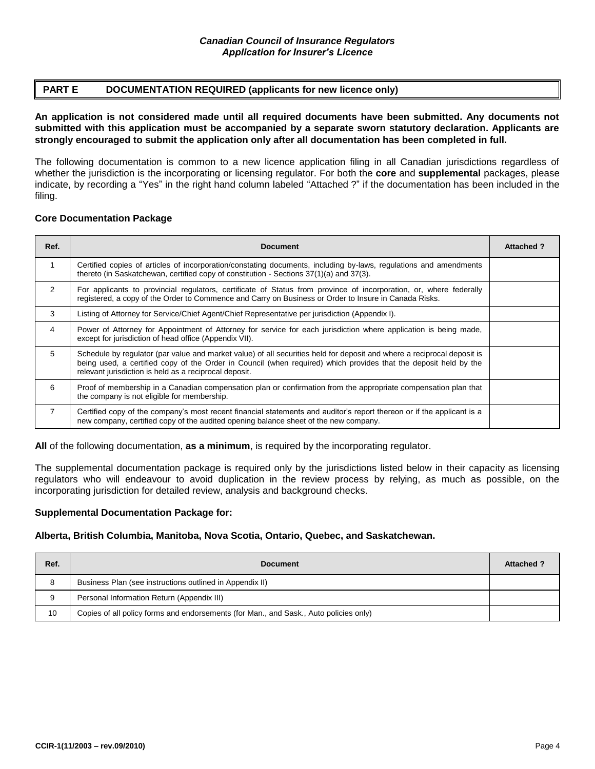## PART E DOCUMENTATION REQUIRED (applicants for new licence only)

**An application is not considered made until all required documents have been submitted. Any documents not submitted with this application must be accompanied by a separate sworn statutory declaration. Applicants are strongly encouraged to submit the application only after all documentation has been completed in full.**

The following documentation is common to a new licence application filing in all Canadian jurisdictions regardless of whether the jurisdiction is the incorporating or licensing regulator. For both the **core** and **supplemental** packages, please indicate, by recording a "Yes" in the right hand column labeled "Attached ?" if the documentation has been included in the filing.

### Core Documentation Package

| Ref. | Document | Attached ? |
|---|---|---|
| 1 | Certified copies of articles of incorporation/constating documents, including by-laws, regulations and amendments thereto (in Saskatchewan, certified copy of constitution - Sections 37(1)(a) and 37(3). | |
| 2 | For applicants to provincial regulators, certificate of Status from province of incorporation, or, where federally registered, a copy of the Order to Commence and Carry on Business or Order to Insure in Canada Risks. | |
| 3 | Listing of Attorney for Service/Chief Agent/Chief Representative per jurisdiction (Appendix I). | |
| 4 | Power of Attorney for Appointment of Attorney for service for each jurisdiction where application is being made, except for jurisdiction of head office (Appendix VII). | |
| 5 | Schedule by regulator (par value and market value) of all securities held for deposit and where a reciprocal deposit is being used, a certified copy of the Order in Council (when required) which provides that the deposit held by the relevant jurisdiction is held as a reciprocal deposit. | |
| 6 | Proof of membership in a Canadian compensation plan or confirmation from the appropriate compensation plan that the company is not eligible for membership. | |
| 7 | Certified copy of the company's most recent financial statements and auditor's report thereon or if the applicant is a new company, certified copy of the audited opening balance sheet of the new company. | |

**All** of the following documentation, **as a minimum**, is required by the incorporating regulator.

The supplemental documentation package is required only by the jurisdictions listed below in their capacity as licensing regulators who will endeavour to avoid duplication in the review process by relying, as much as possible, on the incorporating jurisdiction for detailed review, analysis and background checks.

### Supplemental Documentation Package for:

**Alberta, British Columbia, Manitoba, Nova Scotia, Ontario, Quebec, and Saskatchewan.**

| Ref. | Document | Attached ? |
|---|---|---|
| 8 | Business Plan (see instructions outlined in Appendix II) | |
| 9 | Personal Information Return (Appendix III) | |
| 10 | Copies of all policy forms and endorsements (for Man., and Sask., Auto policies only) | |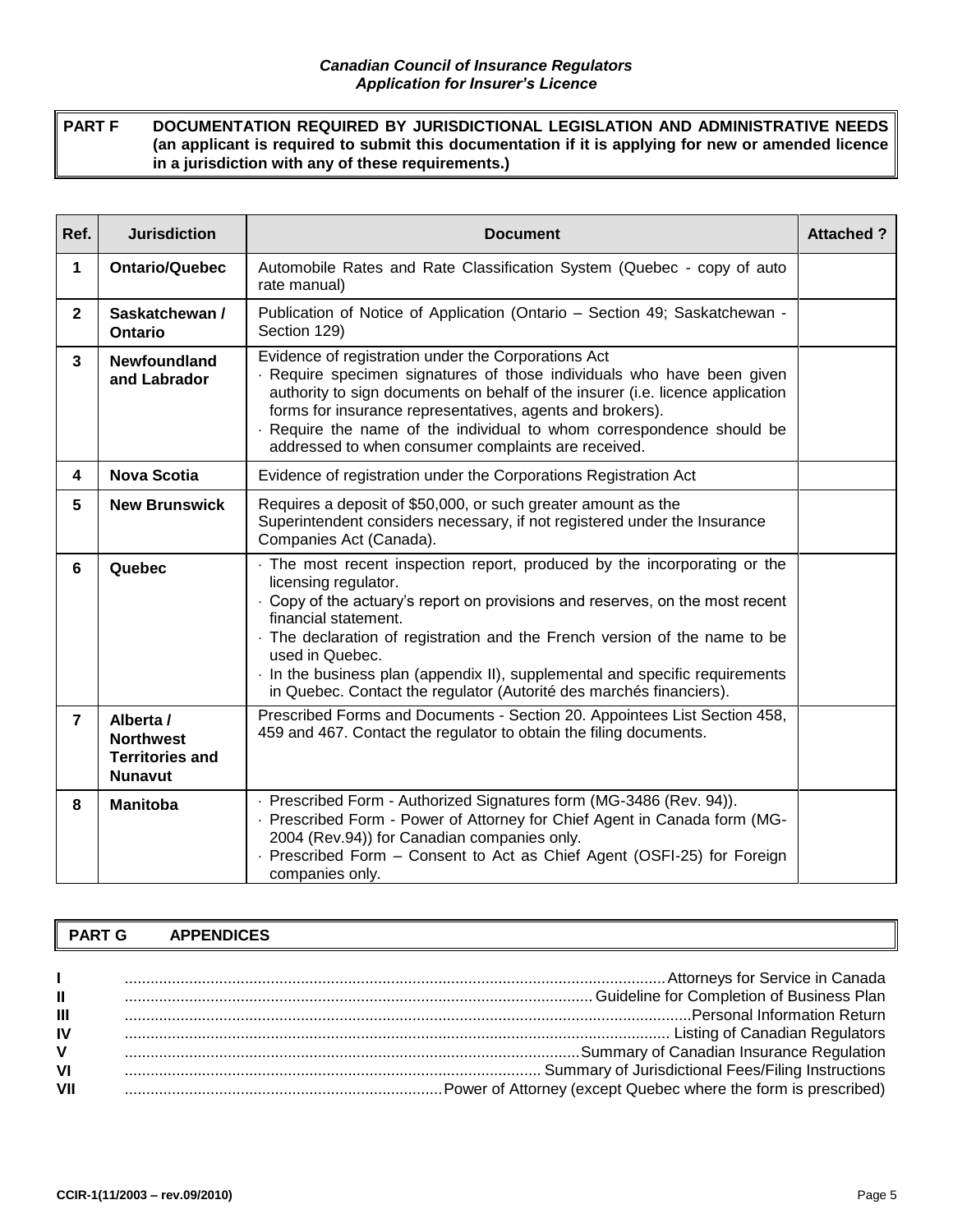## PART F DOCUMENTATION REQUIRED BY JURISDICTIONAL LEGISLATION AND ADMINISTRATIVE NEEDS (an applicant is required to submit this documentation if it is applying for new or amended licence in a jurisdiction with any of these requirements.)

| Ref. | Jurisdiction | Document | Attached ? |
|---|---|---|---|
| 1 | **Ontario/Quebec** | Automobile Rates and Rate Classification System (Quebec - copy of auto rate manual) | |
| 2 | **Saskatchewan / Ontario** | Publication of Notice of Application (Ontario – Section 49; Saskatchewan - Section 129) | |
| 3 | **Newfoundland and Labrador** | Evidence of registration under the Corporations Act<br>· Require specimen signatures of those individuals who have been given authority to sign documents on behalf of the insurer (i.e. licence application forms for insurance representatives, agents and brokers).<br>· Require the name of the individual to whom correspondence should be addressed to when consumer complaints are received. | |
| 4 | **Nova Scotia** | Evidence of registration under the Corporations Registration Act | |
| 5 | **New Brunswick** | Requires a deposit of $50,000, or such greater amount as the Superintendent considers necessary, if not registered under the Insurance Companies Act (Canada). | |
| 6 | **Quebec** | · The most recent inspection report, produced by the incorporating or the licensing regulator.<br>· Copy of the actuary's report on provisions and reserves, on the most recent financial statement.<br>· The declaration of registration and the French version of the name to be used in Quebec.<br>· In the business plan (appendix II), supplemental and specific requirements in Quebec. Contact the regulator (Autorité des marchés financiers). | |
| 7 | **Alberta / Northwest Territories and Nunavut** | Prescribed Forms and Documents - Section 20. Appointees List Section 458, 459 and 467. Contact the regulator to obtain the filing documents. | |
| 8 | **Manitoba** | · Prescribed Form - Authorized Signatures form (MG-3486 (Rev. 94)).<br>· Prescribed Form - Power of Attorney for Chief Agent in Canada form (MG-2004 (Rev.94)) for Canadian companies only.<br>· Prescribed Form – Consent to Act as Chief Agent (OSFI-25) for Foreign companies only. | |

## PART G APPENDICES

- **I** ............ Attorneys for Service in Canada
- **II** ............ Guideline for Completion of Business Plan
- **III** ............ Personal Information Return
- **IV** ............ Listing of Canadian Regulators
- **V** ............ Summary of Canadian Insurance Regulation
- **VI** ............ Summary of Jurisdictional Fees/Filing Instructions
- **VII** ............ Power of Attorney (except Quebec where the form is prescribed)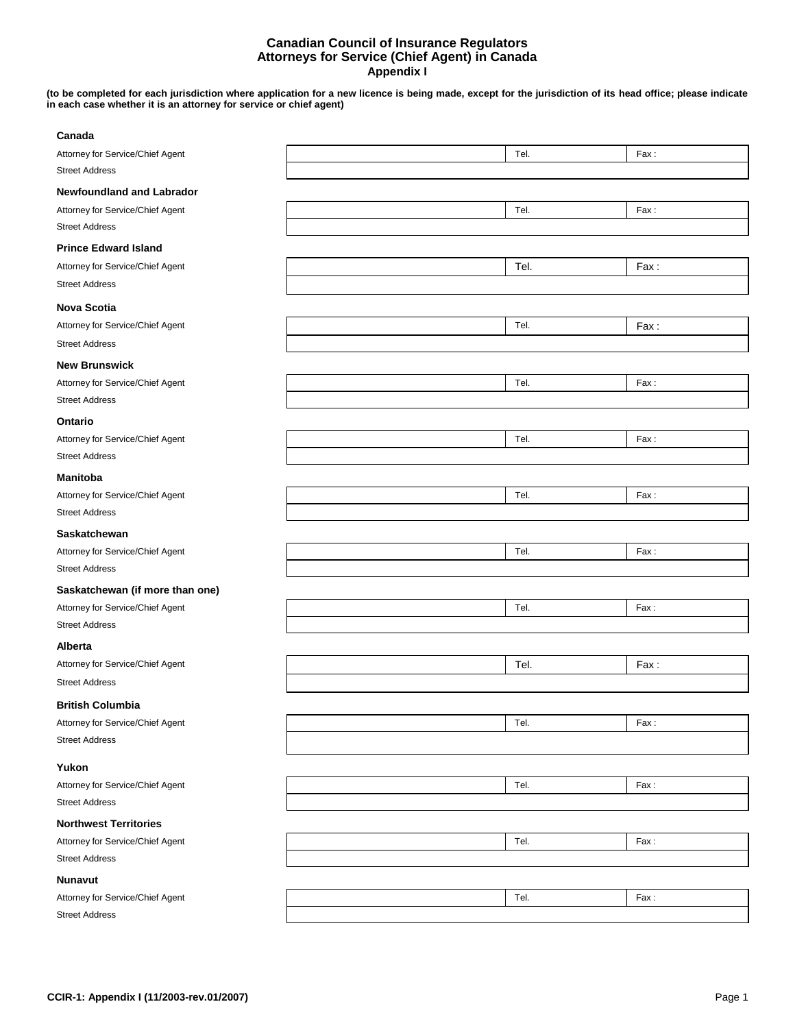# Canadian Council of Insurance Regulators
## Attorneys for Service (Chief Agent) in Canada
### Appendix I

**(to be completed for each jurisdiction where application for a new licence is being made, except for the jurisdiction of its head office; please indicate in each case whether it is an attorney for service or chief agent)**

**Canada**

| Attorney for Service/Chief Agent | | Tel. | Fax : |
|---|---|---|---|
| Street Address | | | |

**Newfoundland and Labrador**

| Attorney for Service/Chief Agent | | Tel. | Fax : |
|---|---|---|---|
| Street Address | | | |

**Prince Edward Island**

| Attorney for Service/Chief Agent | | Tel. | Fax : |
|---|---|---|---|
| Street Address | | | |

**Nova Scotia**

| Attorney for Service/Chief Agent | | Tel. | Fax : |
|---|---|---|---|
| Street Address | | | |

**New Brunswick**

| Attorney for Service/Chief Agent | | Tel. | Fax : |
|---|---|---|---|
| Street Address | | | |

**Ontario**

| Attorney for Service/Chief Agent | | Tel. | Fax : |
|---|---|---|---|
| Street Address | | | |

**Manitoba**

| Attorney for Service/Chief Agent | | Tel. | Fax : |
|---|---|---|---|
| Street Address | | | |

**Saskatchewan**

| Attorney for Service/Chief Agent | | Tel. | Fax : |
|---|---|---|---|
| Street Address | | | |

**Saskatchewan (if more than one)**

| Attorney for Service/Chief Agent | | Tel. | Fax : |
|---|---|---|---|
| Street Address | | | |

**Alberta**

| Attorney for Service/Chief Agent | | Tel. | Fax : |
|---|---|---|---|
| Street Address | | | |

**British Columbia**

| Attorney for Service/Chief Agent | | Tel. | Fax : |
|---|---|---|---|
| Street Address | | | |

**Yukon**

| Attorney for Service/Chief Agent | | Tel. | Fax : |
|---|---|---|---|
| Street Address | | | |

**Northwest Territories**

| Attorney for Service/Chief Agent | | Tel. | Fax : |
|---|---|---|---|
| Street Address | | | |

**Nunavut**

| Attorney for Service/Chief Agent | | Tel. | Fax : |
|---|---|---|---|
| Street Address | | | |

**CCIR-1: Appendix I (11/2003-rev.01/2007)**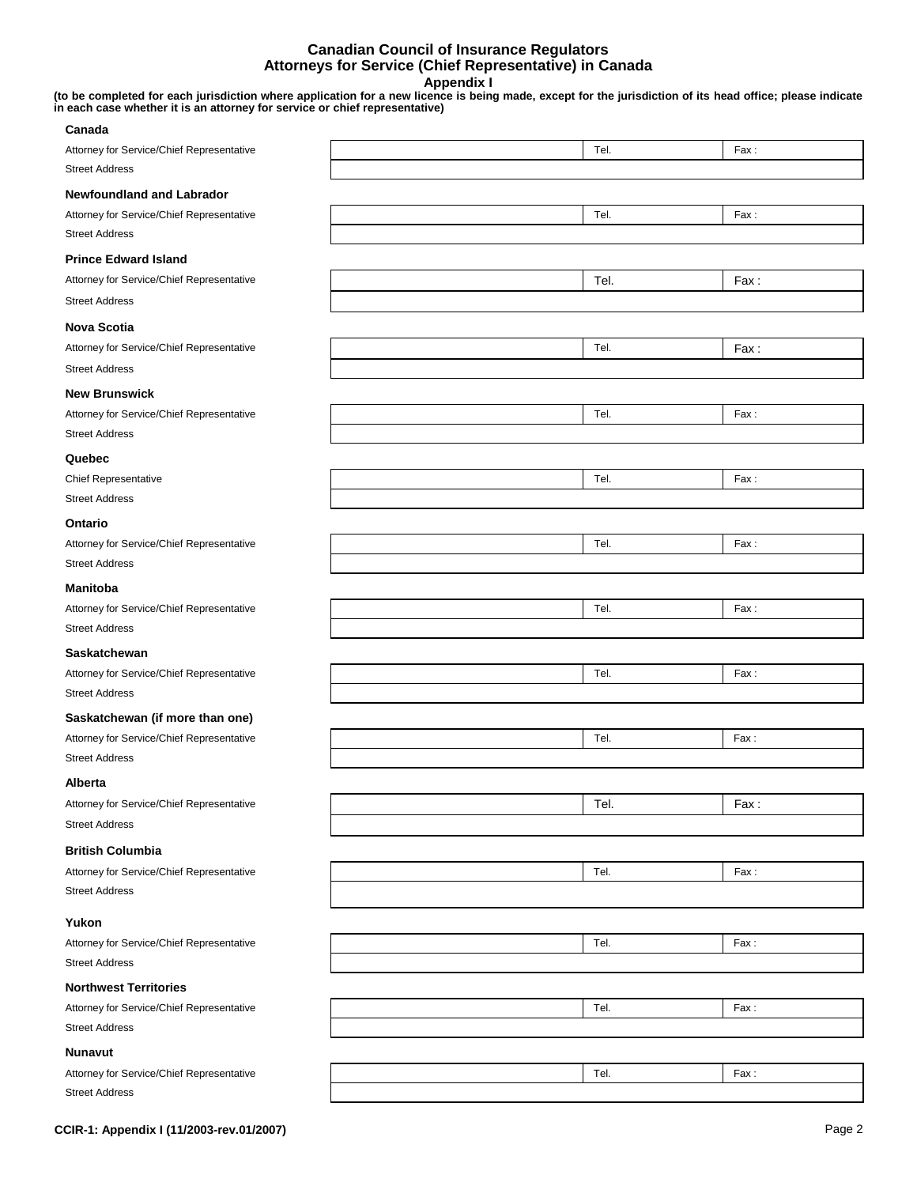# Canadian Council of Insurance Regulators
# Attorneys for Service (Chief Representative) in Canada
## Appendix I

**(to be completed for each jurisdiction where application for a new licence is being made, except for the jurisdiction of its head office; please indicate in each case whether it is an attorney for service or chief representative)**

**Canada**

| Attorney for Service/Chief Representative | | Tel. | Fax : |
|---|---|---|---|
| Street Address | | | |

**Newfoundland and Labrador**

| Attorney for Service/Chief Representative | | Tel. | Fax : |
|---|---|---|---|
| Street Address | | | |

**Prince Edward Island**

| Attorney for Service/Chief Representative | | Tel. | Fax : |
|---|---|---|---|
| Street Address | | | |

**Nova Scotia**

| Attorney for Service/Chief Representative | | Tel. | Fax : |
|---|---|---|---|
| Street Address | | | |

**New Brunswick**

| Attorney for Service/Chief Representative | | Tel. | Fax : |
|---|---|---|---|
| Street Address | | | |

**Quebec**

| Chief Representative | | Tel. | Fax : |
|---|---|---|---|
| Street Address | | | |

**Ontario**

| Attorney for Service/Chief Representative | | Tel. | Fax : |
|---|---|---|---|
| Street Address | | | |

**Manitoba**

| Attorney for Service/Chief Representative | | Tel. | Fax : |
|---|---|---|---|
| Street Address | | | |

**Saskatchewan**

| Attorney for Service/Chief Representative | | Tel. | Fax : |
|---|---|---|---|
| Street Address | | | |

**Saskatchewan (if more than one)**

| Attorney for Service/Chief Representative | | Tel. | Fax : |
|---|---|---|---|
| Street Address | | | |

**Alberta**

| Attorney for Service/Chief Representative | | Tel. | Fax : |
|---|---|---|---|
| Street Address | | | |

**British Columbia**

| Attorney for Service/Chief Representative | | Tel. | Fax : |
|---|---|---|---|
| Street Address | | | |

**Yukon**

| Attorney for Service/Chief Representative | | Tel. | Fax : |
|---|---|---|---|
| Street Address | | | |

**Northwest Territories**

| Attorney for Service/Chief Representative | | Tel. | Fax : |
|---|---|---|---|
| Street Address | | | |

**Nunavut**

| Attorney for Service/Chief Representative | | Tel. | Fax : |
|---|---|---|---|
| Street Address | | | |

**CCIR-1: Appendix I (11/2003-rev.01/2007)**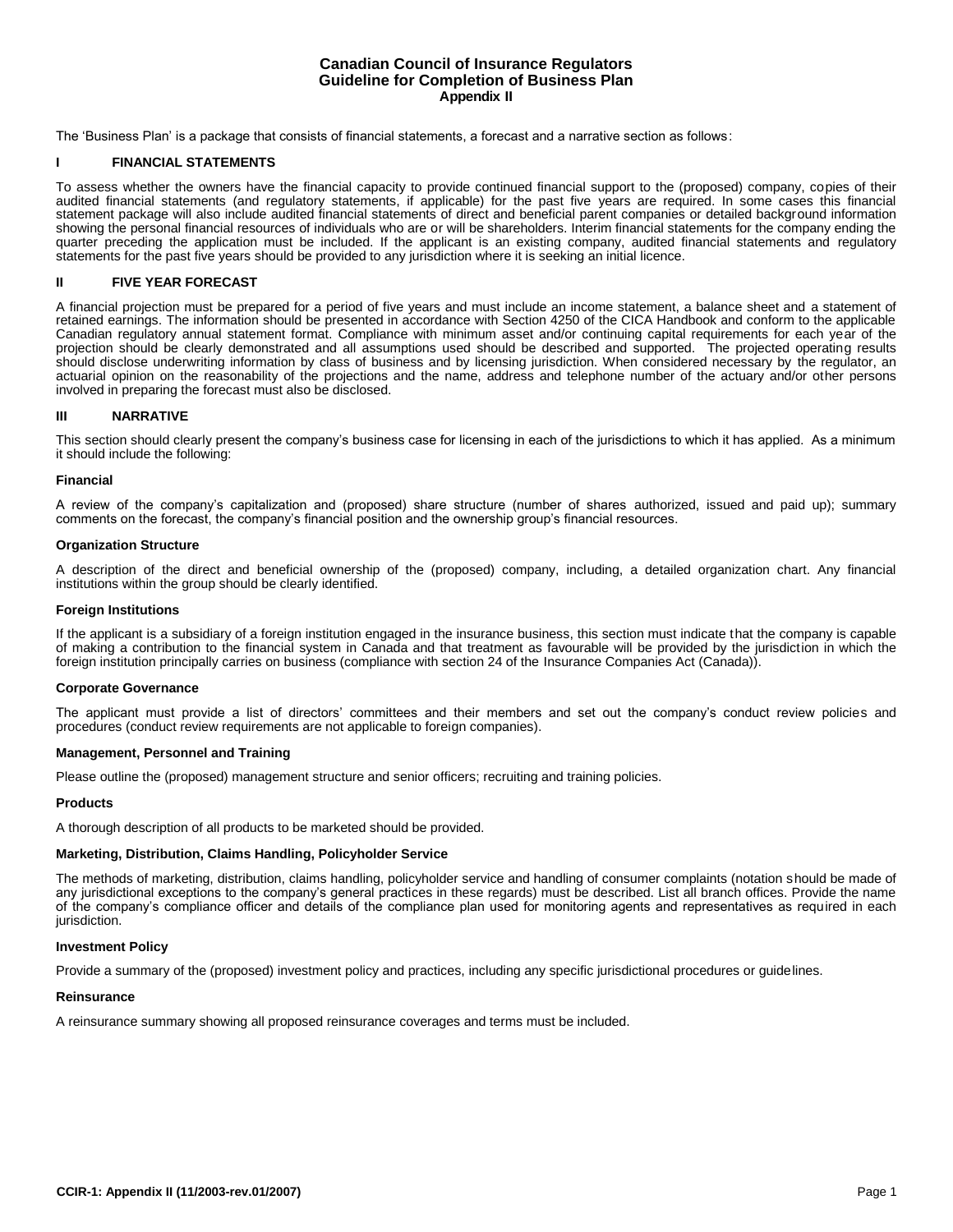# Canadian Council of Insurance Regulators
## Guideline for Completion of Business Plan
### Appendix II

The 'Business Plan' is a package that consists of financial statements, a forecast and a narrative section as follows:

## I FINANCIAL STATEMENTS

To assess whether the owners have the financial capacity to provide continued financial support to the (proposed) company, copies of their audited financial statements (and regulatory statements, if applicable) for the past five years are required. In some cases this financial statement package will also include audited financial statements of direct and beneficial parent companies or detailed background information showing the personal financial resources of individuals who are or will be shareholders. Interim financial statements for the company ending the quarter preceding the application must be included. If the applicant is an existing company, audited financial statements and regulatory statements for the past five years should be provided to any jurisdiction where it is seeking an initial licence.

## II FIVE YEAR FORECAST

A financial projection must be prepared for a period of five years and must include an income statement, a balance sheet and a statement of retained earnings. The information should be presented in accordance with Section 4250 of the CICA Handbook and conform to the applicable Canadian regulatory annual statement format. Compliance with minimum asset and/or continuing capital requirements for each year of the projection should be clearly demonstrated and all assumptions used should be described and supported. The projected operating results should disclose underwriting information by class of business and by licensing jurisdiction. When considered necessary by the regulator, an actuarial opinion on the reasonability of the projections and the name, address and telephone number of the actuary and/or other persons involved in preparing the forecast must also be disclosed.

## III NARRATIVE

This section should clearly present the company's business case for licensing in each of the jurisdictions to which it has applied. As a minimum it should include the following:

### Financial

A review of the company's capitalization and (proposed) share structure (number of shares authorized, issued and paid up); summary comments on the forecast, the company's financial position and the ownership group's financial resources.

### Organization Structure

A description of the direct and beneficial ownership of the (proposed) company, including, a detailed organization chart. Any financial institutions within the group should be clearly identified.

### Foreign Institutions

If the applicant is a subsidiary of a foreign institution engaged in the insurance business, this section must indicate that the company is capable of making a contribution to the financial system in Canada and that treatment as favourable will be provided by the jurisdiction in which the foreign institution principally carries on business (compliance with section 24 of the Insurance Companies Act (Canada)).

### Corporate Governance

The applicant must provide a list of directors' committees and their members and set out the company's conduct review policies and procedures (conduct review requirements are not applicable to foreign companies).

### Management, Personnel and Training

Please outline the (proposed) management structure and senior officers; recruiting and training policies.

### Products

A thorough description of all products to be marketed should be provided.

### Marketing, Distribution, Claims Handling, Policyholder Service

The methods of marketing, distribution, claims handling, policyholder service and handling of consumer complaints (notation should be made of any jurisdictional exceptions to the company's general practices in these regards) must be described. List all branch offices. Provide the name of the company's compliance officer and details of the compliance plan used for monitoring agents and representatives as required in each jurisdiction.

### Investment Policy

Provide a summary of the (proposed) investment policy and practices, including any specific jurisdictional procedures or guidelines.

### Reinsurance

A reinsurance summary showing all proposed reinsurance coverages and terms must be included.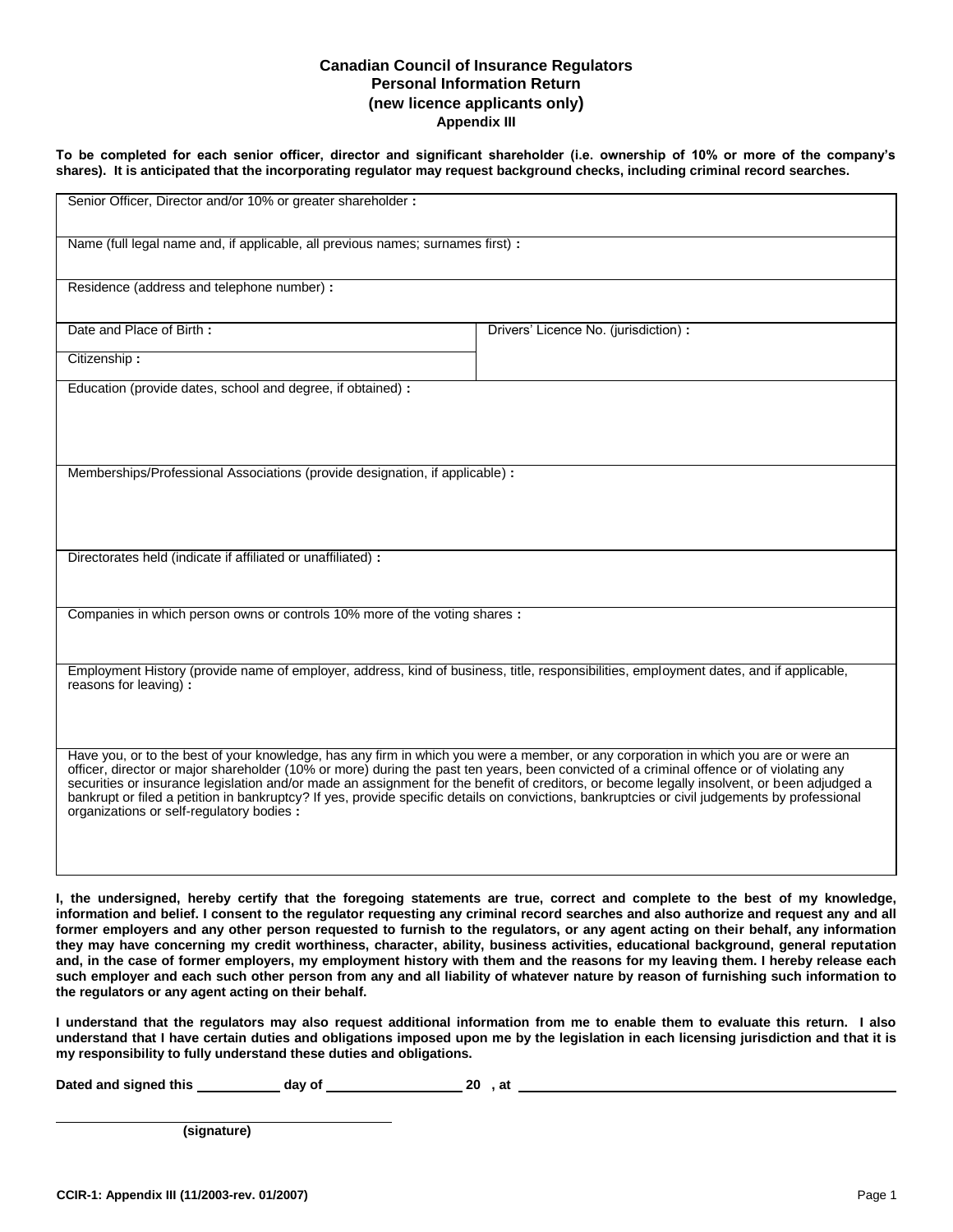**Canadian Council of Insurance Regulators**
**Personal Information Return**
**(new licence applicants only)**
**Appendix III**

**To be completed for each senior officer, director and significant shareholder (i.e. ownership of 10% or more of the company's shares). It is anticipated that the incorporating regulator may request background checks, including criminal record searches.**

| | |
|---|---|
| Senior Officer, Director and/or 10% or greater shareholder **:** | |
| Name (full legal name and, if applicable, all previous names; surnames first) **:** | |
| Residence (address and telephone number) **:** | |
| Date and Place of Birth **:** | Drivers' Licence No. (jurisdiction) **:** |
| Citizenship **:** | |
| Education (provide dates, school and degree, if obtained) **:** | |
| Memberships/Professional Associations (provide designation, if applicable) **:** | |
| Directorates held (indicate if affiliated or unaffiliated) **:** | |
| Companies in which person owns or controls 10% more of the voting shares **:** | |
| Employment History (provide name of employer, address, kind of business, title, responsibilities, employment dates, and if applicable, reasons for leaving) **:** | |
| Have you, or to the best of your knowledge, has any firm in which you were a member, or any corporation in which you are or were an officer, director or major shareholder (10% or more) during the past ten years, been convicted of a criminal offence or of violating any securities or insurance legislation and/or made an assignment for the benefit of creditors, or become legally insolvent, or been adjudged a bankrupt or filed a petition in bankruptcy? If yes, provide specific details on convictions, bankruptcies or civil judgements by professional organizations or self-regulatory bodies **:** | |

**I, the undersigned, hereby certify that the foregoing statements are true, correct and complete to the best of my knowledge, information and belief. I consent to the regulator requesting any criminal record searches and also authorize and request any and all former employers and any other person requested to furnish to the regulators, or any agent acting on their behalf, any information they may have concerning my credit worthiness, character, ability, business activities, educational background, general reputation and, in the case of former employers, my employment history with them and the reasons for my leaving them. I hereby release each such employer and each such other person from any and all liability of whatever nature by reason of furnishing such information to the regulators or any agent acting on their behalf.**

**I understand that the regulators may also request additional information from me to enable them to evaluate this return. I also understand that I have certain duties and obligations imposed upon me by the legislation in each licensing jurisdiction and that it is my responsibility to fully understand these duties and obligations.**

**Dated and signed this \_\_\_\_\_\_\_\_\_\_ day of \_\_\_\_\_\_\_\_\_\_\_\_\_\_\_\_ 20 , at \_\_\_\_\_\_\_\_\_\_\_\_\_\_\_\_\_\_\_\_\_\_\_\_\_\_\_\_\_\_\_\_\_\_\_\_\_\_\_\_**

\_\_\_\_\_\_\_\_\_\_\_\_\_\_\_\_\_\_\_\_\_\_\_\_\_\_\_\_\_\_\_\_\_\_\_\_
**(signature)**

**CCIR-1: Appendix III (11/2003-rev. 01/2007)**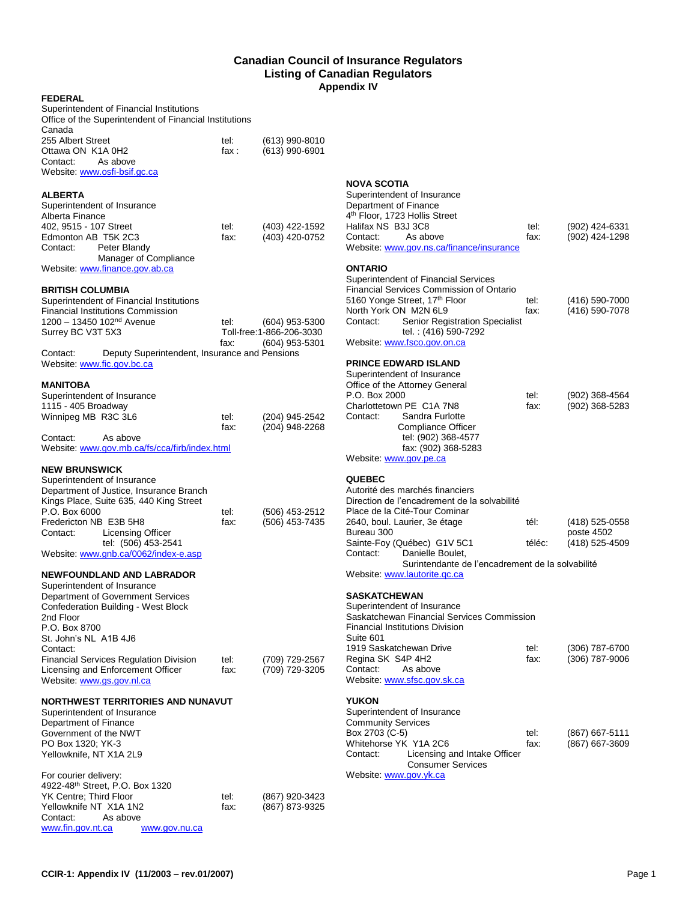# Canadian Council of Insurance Regulators
## Listing of Canadian Regulators
### Appendix IV

**FEDERAL**

Superintendent of Financial Institutions
Office of the Superintendent of Financial Institutions
Canada
255 Albert Street — tel: (613) 990-8010
Ottawa ON K1A 0H2 — fax : (613) 990-6901
Contact: As above
Website: www.osfi-bsif.gc.ca

**ALBERTA**

Superintendent of Insurance
Alberta Finance
402, 9515 - 107 Street — tel: (403) 422-1592
Edmonton AB T5K 2C3 — fax: (403) 420-0752
Contact: Peter Blandy
Manager of Compliance
Website: www.finance.gov.ab.ca

**BRITISH COLUMBIA**

Superintendent of Financial Institutions
Financial Institutions Commission
1200 – 13450 102nd Avenue — tel: (604) 953-5300
Surrey BC V3T 5X3 — Toll-free:1-866-206-3030
fax: (604) 953-5301
Contact: Deputy Superintendent, Insurance and Pensions
Website: www.fic.gov.bc.ca

**MANITOBA**

Superintendent of Insurance
1115 - 405 Broadway
Winnipeg MB R3C 3L6 — tel: (204) 945-2542
fax: (204) 948-2268
Contact: As above
Website: www.gov.mb.ca/fs/cca/firb/index.html

**NEW BRUNSWICK**

Superintendent of Insurance
Department of Justice, Insurance Branch
Kings Place, Suite 635, 440 King Street
P.O. Box 6000 — tel: (506) 453-2512
Fredericton NB E3B 5H8 — fax: (506) 453-7435
Contact: Licensing Officer
tel: (506) 453-2541
Website: www.gnb.ca/0062/index-e.asp

**NEWFOUNDLAND AND LABRADOR**

Superintendent of Insurance
Department of Government Services
Confederation Building - West Block
2nd Floor
P.O. Box 8700
St. John's NL A1B 4J6
Contact:
Financial Services Regulation Division — tel: (709) 729-2567
Licensing and Enforcement Officer — fax: (709) 729-3205
Website: www.gs.gov.nl.ca

**NORTHWEST TERRITORIES AND NUNAVUT**

Superintendent of Insurance
Department of Finance
Government of the NWT
PO Box 1320; YK-3
Yellowknife, NT X1A 2L9

For courier delivery:
4922-48th Street, P.O. Box 1320
YK Centre; Third Floor — tel: (867) 920-3423
Yellowknife NT X1A 1N2 — fax: (867) 873-9325
Contact: As above
www.fin.gov.nt.ca www.gov.nu.ca

**NOVA SCOTIA**

Superintendent of Insurance
Department of Finance
4th Floor, 1723 Hollis Street
Halifax NS B3J 3C8 — tel: (902) 424-6331
Contact: As above — fax: (902) 424-1298
Website: www.gov.ns.ca/finance/insurance

**ONTARIO**

Superintendent of Financial Services
Financial Services Commission of Ontario
5160 Yonge Street, 17th Floor — tel: (416) 590-7000
North York ON M2N 6L9 — fax: (416) 590-7078
Contact: Senior Registration Specialist
tel. : (416) 590-7292
Website: www.fsco.gov.on.ca

**PRINCE EDWARD ISLAND**

Superintendent of Insurance
Office of the Attorney General
P.O. Box 2000 — tel: (902) 368-4564
Charlottetown PE C1A 7N8 — fax: (902) 368-5283
Contact: Sandra Furlotte
Compliance Officer
tel: (902) 368-4577
fax: (902) 368-5283
Website: www.gov.pe.ca

**QUEBEC**

Autorité des marchés financiers
Direction de l'encadrement de la solvabilité
Place de la Cité-Tour Cominar
2640, boul. Laurier, 3e étage — tél: (418) 525-0558
Bureau 300 — poste 4502
Sainte-Foy (Québec) G1V 5C1 — téléc: (418) 525-4509
Contact: Danielle Boulet,
Surintendante de l'encadrement de la solvabilité
Website: www.lautorite.qc.ca

**SASKATCHEWAN**

Superintendent of Insurance
Saskatchewan Financial Services Commission
Financial Institutions Division
Suite 601
1919 Saskatchewan Drive — tel: (306) 787-6700
Regina SK S4P 4H2 — fax: (306) 787-9006
Contact: As above
Website: www.sfsc.gov.sk.ca

**YUKON**

Superintendent of Insurance
Community Services
Box 2703 (C-5) — tel: (867) 667-5111
Whitehorse YK Y1A 2C6 — fax: (867) 667-3609
Contact: Licensing and Intake Officer
Consumer Services
Website: www.gov.yk.ca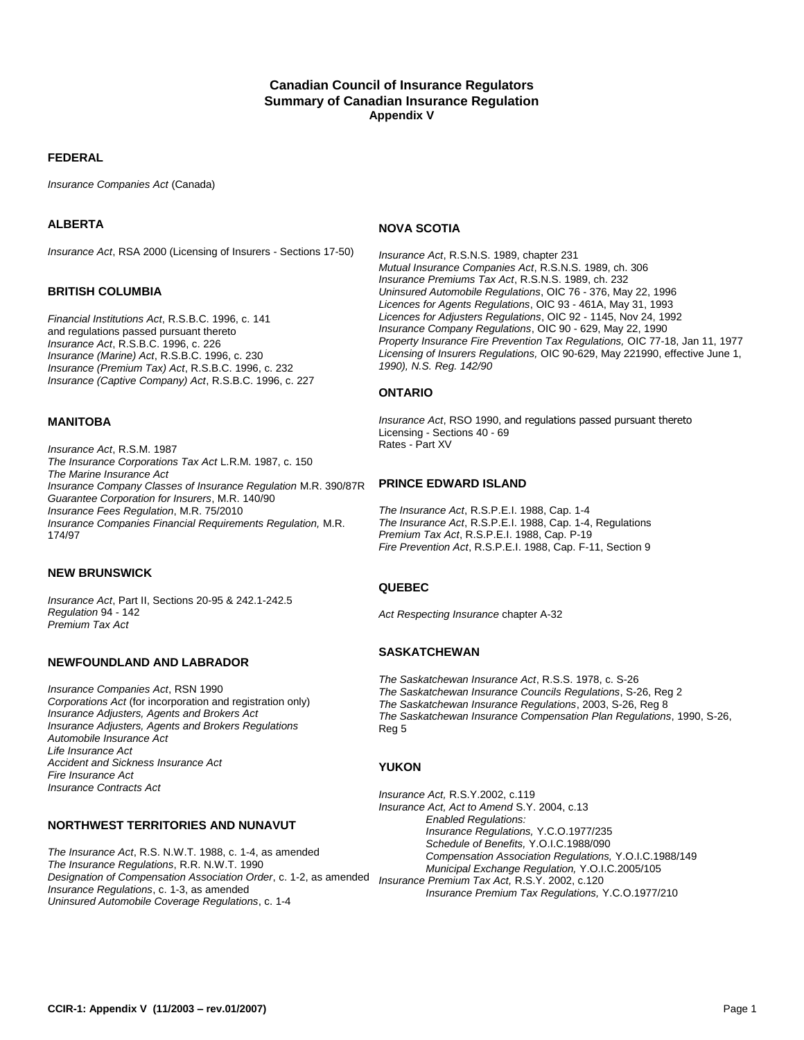**Canadian Council of Insurance Regulators**
**Summary of Canadian Insurance Regulation**
**Appendix V**

## FEDERAL

*Insurance Companies Act* (Canada)

## ALBERTA

*Insurance Act*, RSA 2000 (Licensing of Insurers - Sections 17-50)

## BRITISH COLUMBIA

*Financial Institutions Act*, R.S.B.C. 1996, c. 141
and regulations passed pursuant thereto
*Insurance Act*, R.S.B.C. 1996, c. 226
*Insurance (Marine) Act*, R.S.B.C. 1996, c. 230
*Insurance (Premium Tax) Act*, R.S.B.C. 1996, c. 232
*Insurance (Captive Company) Act*, R.S.B.C. 1996, c. 227

## MANITOBA

*Insurance Act*, R.S.M. 1987
*The Insurance Corporations Tax Act* L.R.M. 1987, c. 150
*The Marine Insurance Act*
*Insurance Company Classes of Insurance Regulation* M.R. 390/87R
*Guarantee Corporation for Insurers*, M.R. 140/90
*Insurance Fees Regulation*, M.R. 75/2010
*Insurance Companies Financial Requirements Regulation,* M.R. 174/97

## NEW BRUNSWICK

*Insurance Act*, Part II, Sections 20-95 & 242.1-242.5
*Regulation* 94 - 142
*Premium Tax Act*

## NEWFOUNDLAND AND LABRADOR

*Insurance Companies Act*, RSN 1990
*Corporations Act* (for incorporation and registration only)
*Insurance Adjusters, Agents and Brokers Act*
*Insurance Adjusters, Agents and Brokers Regulations*
*Automobile Insurance Act*
*Life Insurance Act*
*Accident and Sickness Insurance Act*
*Fire Insurance Act*
*Insurance Contracts Act*

## NORTHWEST TERRITORIES AND NUNAVUT

*The Insurance Act*, R.S. N.W.T. 1988, c. 1-4, as amended
*The Insurance Regulations*, R.R. N.W.T. 1990
*Designation of Compensation Association Order*, c. 1-2, as amended
*Insurance Regulations*, c. 1-3, as amended
*Uninsured Automobile Coverage Regulations*, c. 1-4

## NOVA SCOTIA

*Insurance Act*, R.S.N.S. 1989, chapter 231
*Mutual Insurance Companies Act*, R.S.N.S. 1989, ch. 306
*Insurance Premiums Tax Act*, R.S.N.S. 1989, ch. 232
*Uninsured Automobile Regulations*, OIC 76 - 376, May 22, 1996
*Licences for Agents Regulations*, OIC 93 - 461A, May 31, 1993
*Licences for Adjusters Regulations*, OIC 92 - 1145, Nov 24, 1992
*Insurance Company Regulations*, OIC 90 - 629, May 22, 1990
*Property Insurance Fire Prevention Tax Regulations,* OIC 77-18, Jan 11, 1977
*Licensing of Insurers Regulations,* OIC 90-629, May 221990, effective June 1, *1990), N.S. Reg. 142/90*

## ONTARIO

*Insurance Act*, RSO 1990, and regulations passed pursuant thereto
Licensing - Sections 40 - 69
Rates - Part XV

## PRINCE EDWARD ISLAND

*The Insurance Act*, R.S.P.E.I. 1988, Cap. 1-4
*The Insurance Act*, R.S.P.E.I. 1988, Cap. 1-4, Regulations
*Premium Tax Act*, R.S.P.E.I. 1988, Cap. P-19
*Fire Prevention Act*, R.S.P.E.I. 1988, Cap. F-11, Section 9

## QUEBEC

*Act Respecting Insurance* chapter A-32

## SASKATCHEWAN

*The Saskatchewan Insurance Act*, R.S.S. 1978, c. S-26
*The Saskatchewan Insurance Councils Regulations*, S-26, Reg 2
*The Saskatchewan Insurance Regulations*, 2003, S-26, Reg 8
*The Saskatchewan Insurance Compensation Plan Regulations*, 1990, S-26, Reg 5

## YUKON

*Insurance Act,* R.S.Y.2002, c.119
*Insurance Act, Act to Amend* S.Y. 2004, c.13
- *Enabled Regulations:*
- *Insurance Regulations,* Y.C.O.1977/235
- *Schedule of Benefits,* Y.O.I.C.1988/090
- *Compensation Association Regulations,* Y.O.I.C.1988/149
- *Municipal Exchange Regulation,* Y.O.I.C.2005/105

*Insurance Premium Tax Act,* R.S.Y. 2002, c.120
- *Insurance Premium Tax Regulations,* Y.C.O.1977/210

**CCIR-1: Appendix V (11/2003 – rev.01/2007)**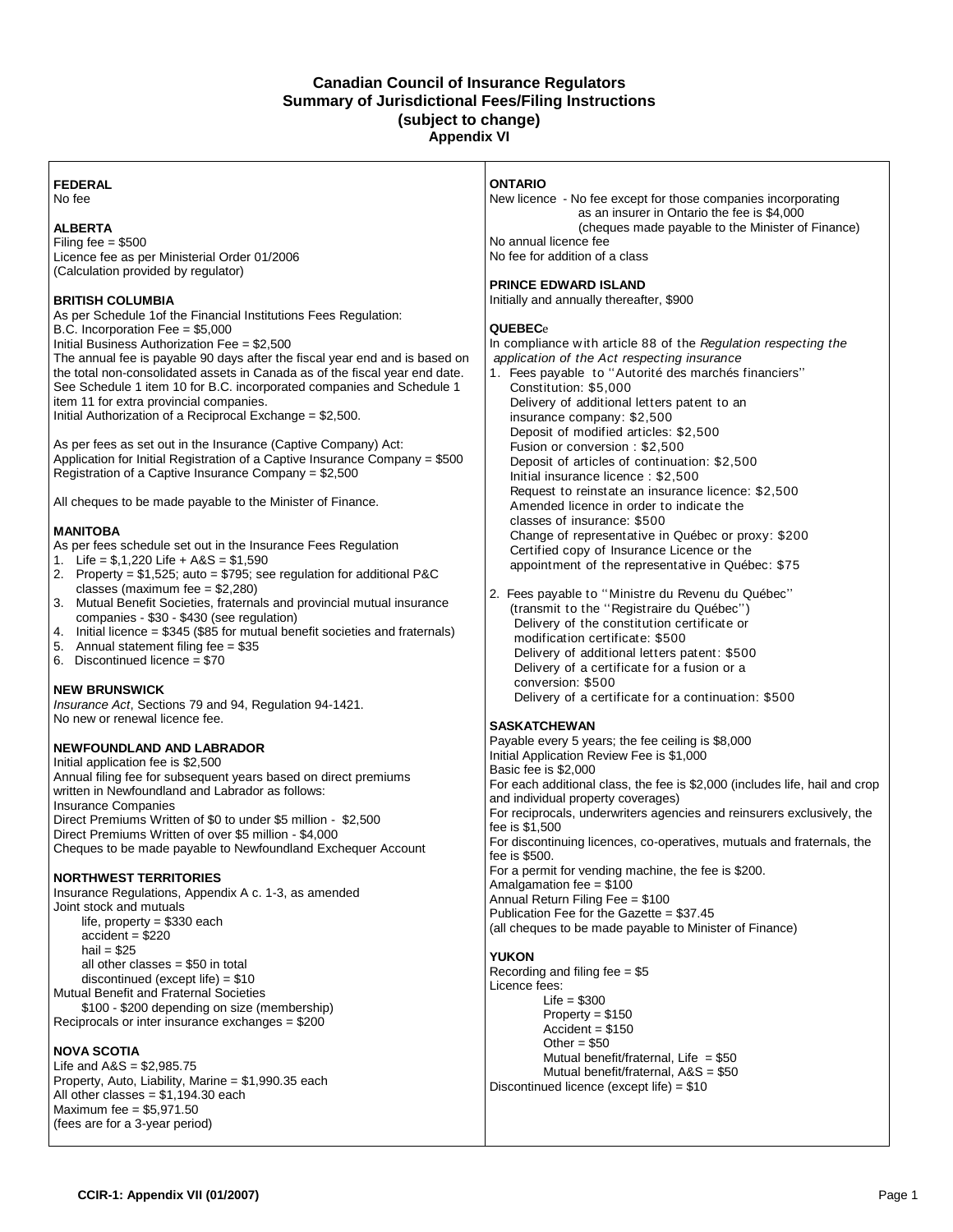# Canadian Council of Insurance Regulators
## Summary of Jurisdictional Fees/Filing Instructions
## (subject to change)
### Appendix VI

**FEDERAL**
No fee

**ALBERTA**
Filing fee = $500
Licence fee as per Ministerial Order 01/2006
(Calculation provided by regulator)

**BRITISH COLUMBIA**
As per Schedule 1of the Financial Institutions Fees Regulation:
B.C. Incorporation Fee = $5,000
Initial Business Authorization Fee = $2,500
The annual fee is payable 90 days after the fiscal year end and is based on the total non-consolidated assets in Canada as of the fiscal year end date. See Schedule 1 item 10 for B.C. incorporated companies and Schedule 1 item 11 for extra provincial companies.
Initial Authorization of a Reciprocal Exchange = $2,500.

As per fees as set out in the Insurance (Captive Company) Act:
Application for Initial Registration of a Captive Insurance Company = $500
Registration of a Captive Insurance Company = $2,500

All cheques to be made payable to the Minister of Finance.

**MANITOBA**
As per fees schedule set out in the Insurance Fees Regulation
1. Life = $,1,220 Life + A&S = $1,590
2. Property = $1,525; auto = $795; see regulation for additional P&C classes (maximum fee = $2,280)
3. Mutual Benefit Societies, fraternals and provincial mutual insurance companies - $30 - $430 (see regulation)
4. Initial licence = $345 ($85 for mutual benefit societies and fraternals)
5. Annual statement filing fee = $35
6. Discontinued licence = $70

**NEW BRUNSWICK**
*Insurance Act*, Sections 79 and 94, Regulation 94-1421.
No new or renewal licence fee.

**NEWFOUNDLAND AND LABRADOR**
Initial application fee is $2,500
Annual filing fee for subsequent years based on direct premiums written in Newfoundland and Labrador as follows:
Insurance Companies
Direct Premiums Written of $0 to under $5 million - $2,500
Direct Premiums Written of over $5 million - $4,000
Cheques to be made payable to Newfoundland Exchequer Account

**NORTHWEST TERRITORIES**
Insurance Regulations, Appendix A c. 1-3, as amended
Joint stock and mutuals
- life, property = $330 each
- accident = $220
- hail = $25
- all other classes = $50 in total
- discontinued (except life) = $10

Mutual Benefit and Fraternal Societies
- $100 - $200 depending on size (membership)

Reciprocals or inter insurance exchanges = $200

**NOVA SCOTIA**
Life and A&S = $2,985.75
Property, Auto, Liability, Marine = $1,990.35 each
All other classes = $1,194.30 each
Maximum fee = $5,971.50
(fees are for a 3-year period)

**ONTARIO**
New licence - No fee except for those companies incorporating as an insurer in Ontario the fee is $4,000 (cheques made payable to the Minister of Finance)
No annual licence fee
No fee for addition of a class

**PRINCE EDWARD ISLAND**
Initially and annually thereafter, $900

**QUEBECe**
In compliance with article 88 of the *Regulation respecting the application of the Act respecting insurance*
1. Fees payable to ''Autorité des marchés financiers''
   - Constitution: $5,000
   - Delivery of additional letters patent to an insurance company: $2,500
   - Deposit of modified articles: $2,500
   - Fusion or conversion : $2,500
   - Deposit of articles of continuation: $2,500
   - Initial insurance licence : $2,500
   - Request to reinstate an insurance licence: $2,500
   - Amended licence in order to indicate the classes of insurance: $500
   - Change of representative in Québec or proxy: $200
   - Certified copy of Insurance Licence or the appointment of the representative in Québec: $75
2. Fees payable to ''Ministre du Revenu du Québec'' (transmit to the ''Registraire du Québec'')
   - Delivery of the constitution certificate or modification certificate: $500
   - Delivery of additional letters patent: $500
   - Delivery of a certificate for a fusion or a conversion: $500
   - Delivery of a certificate for a continuation: $500

**SASKATCHEWAN**
Payable every 5 years; the fee ceiling is $8,000
Initial Application Review Fee is $1,000
Basic fee is $2,000
For each additional class, the fee is $2,000 (includes life, hail and crop and individual property coverages)
For reciprocals, underwriters agencies and reinsurers exclusively, the fee is $1,500
For discontinuing licences, co-operatives, mutuals and fraternals, the fee is $500.
For a permit for vending machine, the fee is $200.
Amalgamation fee = $100
Annual Return Filing Fee = $100
Publication Fee for the Gazette = $37.45
(all cheques to be made payable to Minister of Finance)

**YUKON**
Recording and filing fee = $5
Licence fees:
- Life = $300
- Property = $150
- Accident = $150
- Other = $50
- Mutual benefit/fraternal, Life = $50
- Mutual benefit/fraternal, A&S = $50

Discontinued licence (except life) = $10

CCIR-1: Appendix VII (01/2007)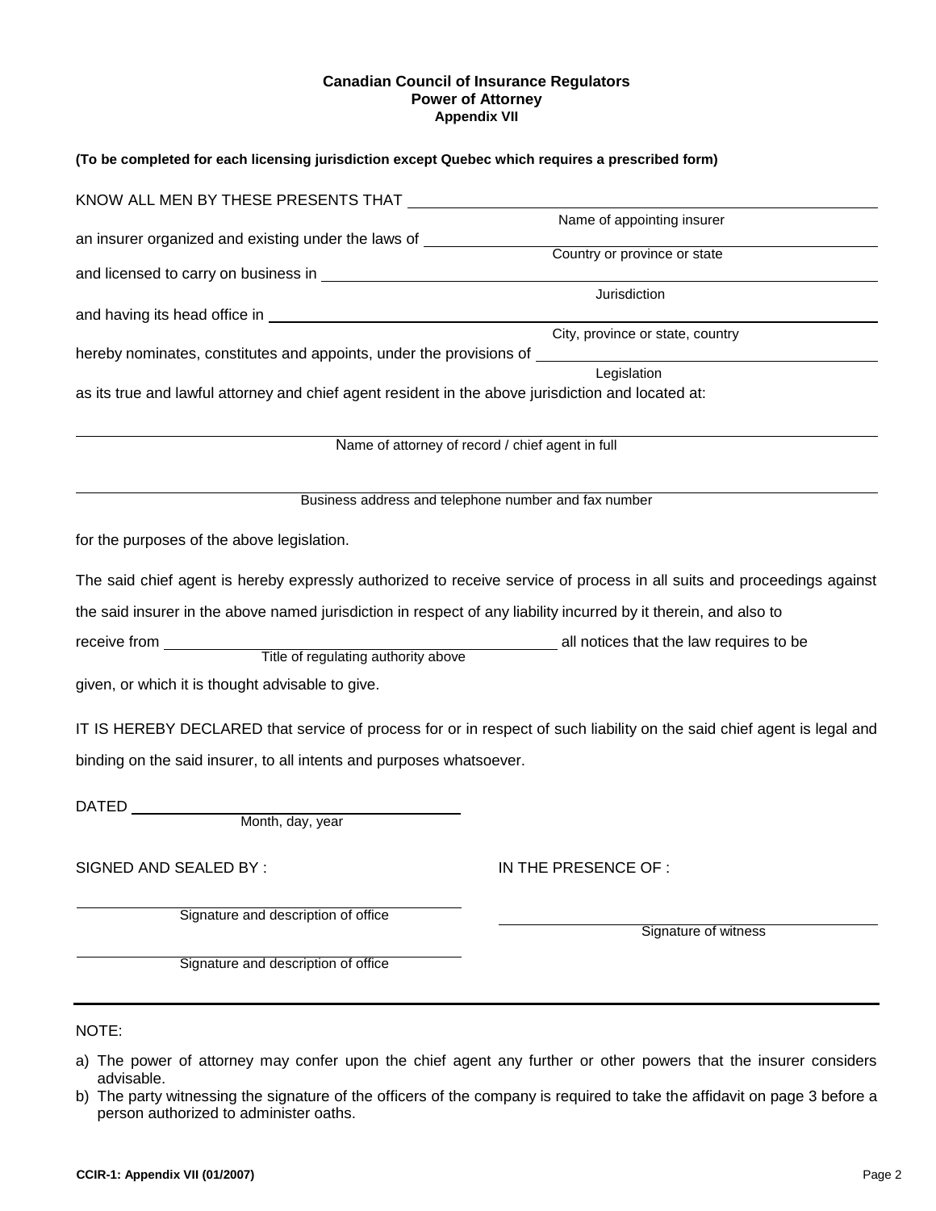**Canadian Council of Insurance Regulators**
**Power of Attorney**
**Appendix VII**

**(To be completed for each licensing jurisdiction except Quebec which requires a prescribed form)**

KNOW ALL MEN BY THESE PRESENTS THAT ______________________________
Name of appointing insurer

an insurer organized and existing under the laws of ______________________________
Country or province or state

and licensed to carry on business in ______________________________
Jurisdiction

and having its head office in ______________________________
City, province or state, country

hereby nominates, constitutes and appoints, under the provisions of ______________________________
Legislation

as its true and lawful attorney and chief agent resident in the above jurisdiction and located at:

______________________________
Name of attorney of record / chief agent in full

______________________________
Business address and telephone number and fax number

for the purposes of the above legislation.

The said chief agent is hereby expressly authorized to receive service of process in all suits and proceedings against the said insurer in the above named jurisdiction in respect of any liability incurred by it therein, and also to receive from ______________________________ all notices that the law requires to be
Title of regulating authority above

given, or which it is thought advisable to give.

IT IS HEREBY DECLARED that service of process for or in respect of such liability on the said chief agent is legal and binding on the said insurer, to all intents and purposes whatsoever.

DATED ______________________________
Month, day, year

SIGNED AND SEALED BY :

______________________________
Signature and description of office

______________________________
Signature and description of office

IN THE PRESENCE OF :

______________________________
Signature of witness

---

NOTE:

a) The power of attorney may confer upon the chief agent any further or other powers that the insurer considers advisable.
b) The party witnessing the signature of the officers of the company is required to take the affidavit on page 3 before a person authorized to administer oaths.

CCIR-1: Appendix VII (01/2007)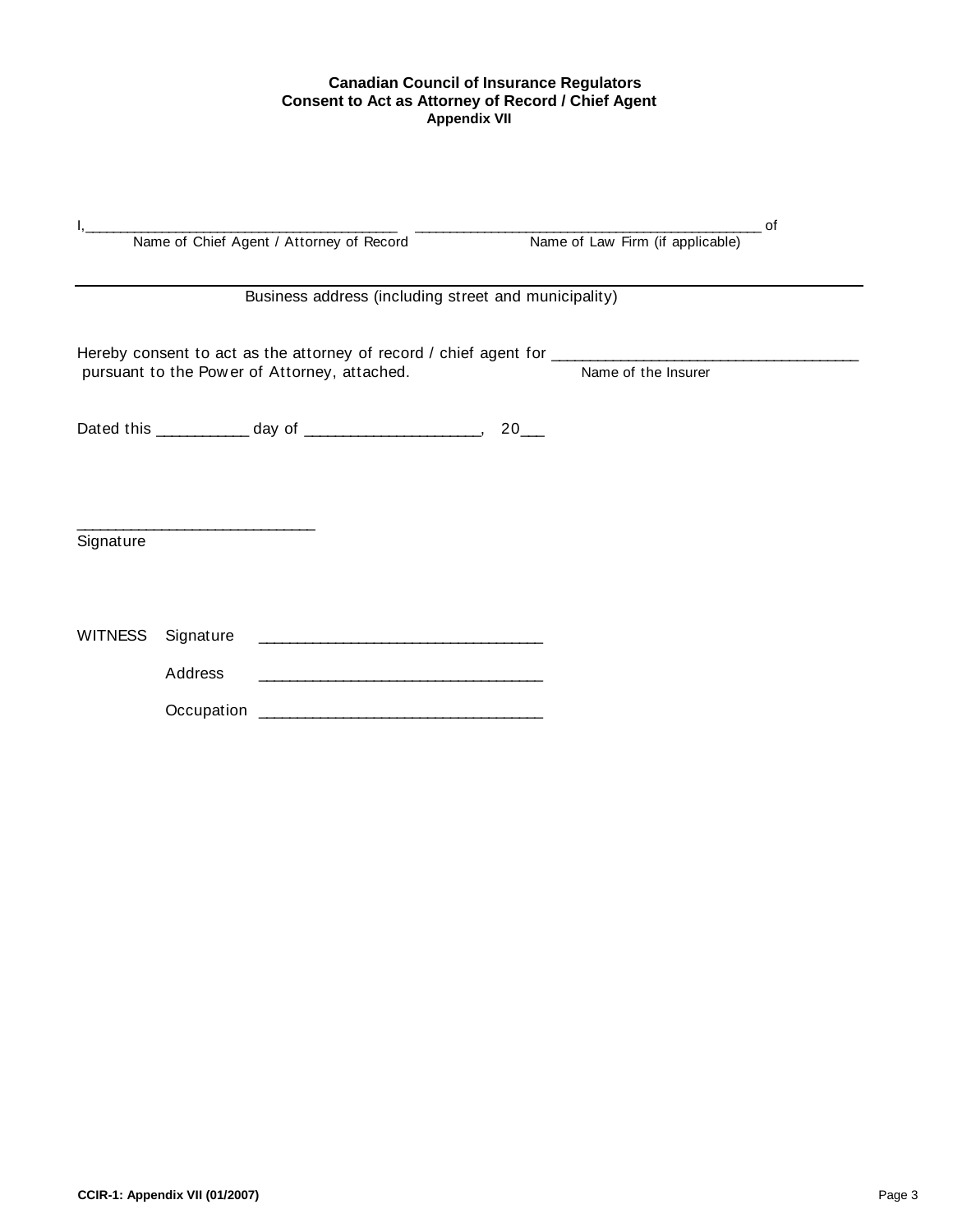**Canadian Council of Insurance Regulators**
**Consent to Act as Attorney of Record / Chief Agent**
**Appendix VII**

I,______________________________________ ___________________________________________ of
Name of Chief Agent / Attorney of Record Name of Law Firm (if applicable)

_______________________________________________________________________________
Business address (including street and municipality)

Hereby consent to act as the attorney of record / chief agent for ______________________________________
pursuant to the Power of Attorney, attached. Name of the Insurer

Dated this ___________ day of _____________________, 20___

____________________________
Signature

WITNESS Signature ___________________________________

Address ___________________________________

Occupation ___________________________________

**CCIR-1: Appendix VII (01/2007)**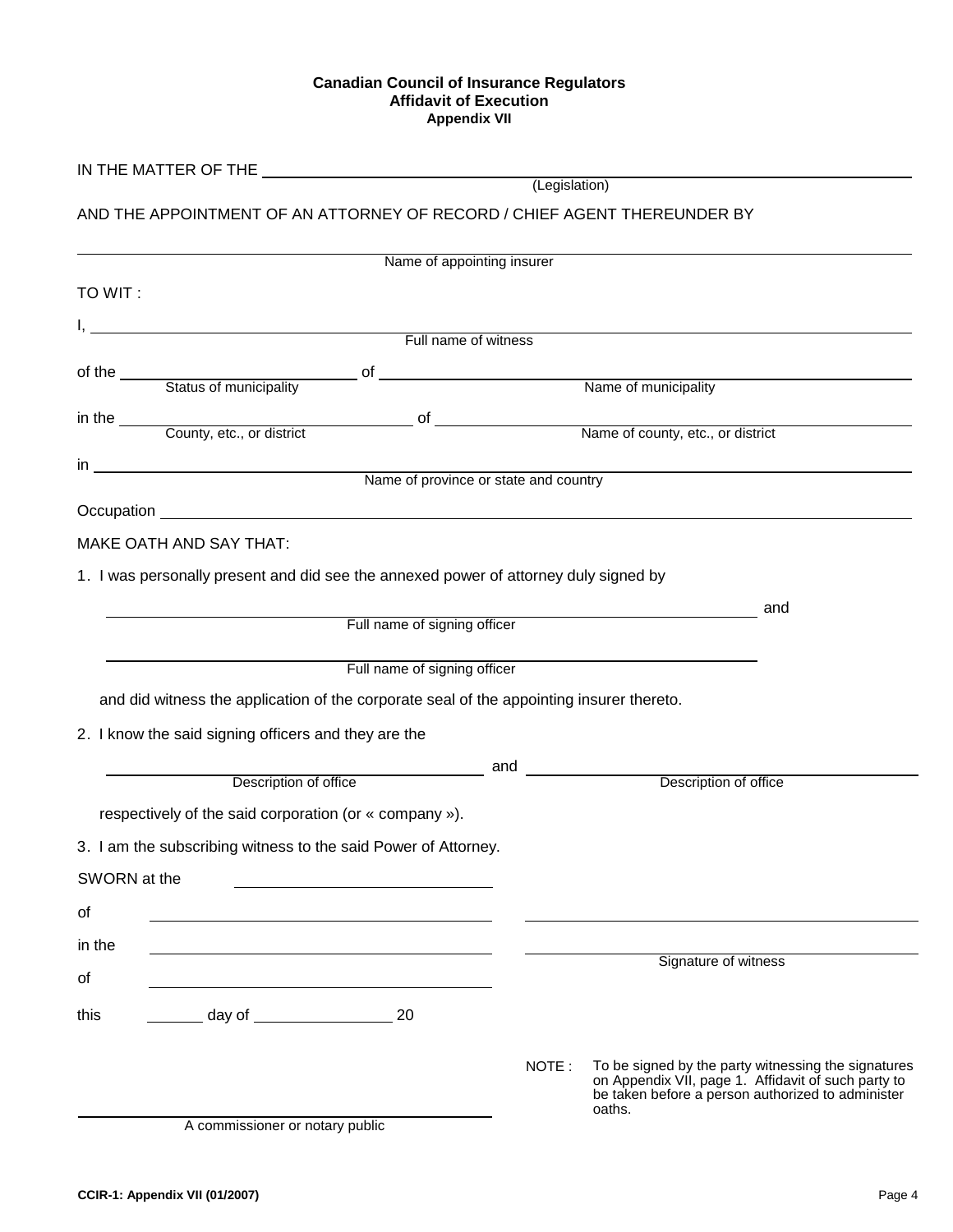**Canadian Council of Insurance Regulators**
**Affidavit of Execution**
**Appendix VII**

IN THE MATTER OF THE ______________________________________________
(Legislation)

AND THE APPOINTMENT OF AN ATTORNEY OF RECORD / CHIEF AGENT THEREUNDER BY

______________________________________________
Name of appointing insurer

TO WIT :

I, ______________________________________________
Full name of witness

of the ____________________ of ______________________________
Status of municipality — Name of municipality

in the ____________________ of ______________________________
County, etc., or district — Name of county, etc., or district

in ______________________________________________
Name of province or state and country

Occupation ______________________________________________

MAKE OATH AND SAY THAT:

1. I was personally present and did see the annexed power of attorney duly signed by

   ______________________________________________ and
   Full name of signing officer

   ______________________________________________
   Full name of signing officer

   and did witness the application of the corporate seal of the appointing insurer thereto.

2. I know the said signing officers and they are the

   ______________________ and ______________________
   Description of office — Description of office

   respectively of the said corporation (or « company »).

3. I am the subscribing witness to the said Power of Attorney.

SWORN at the ______________________

of ______________________

in the ______________________

of ______________________

this ________ day of ______________ 20

______________________
A commissioner or notary public

______________________

______________________
Signature of witness

NOTE : To be signed by the party witnessing the signatures on Appendix VII, page 1. Affidavit of such party to be taken before a person authorized to administer oaths.

CCIR-1: Appendix VII (01/2007)